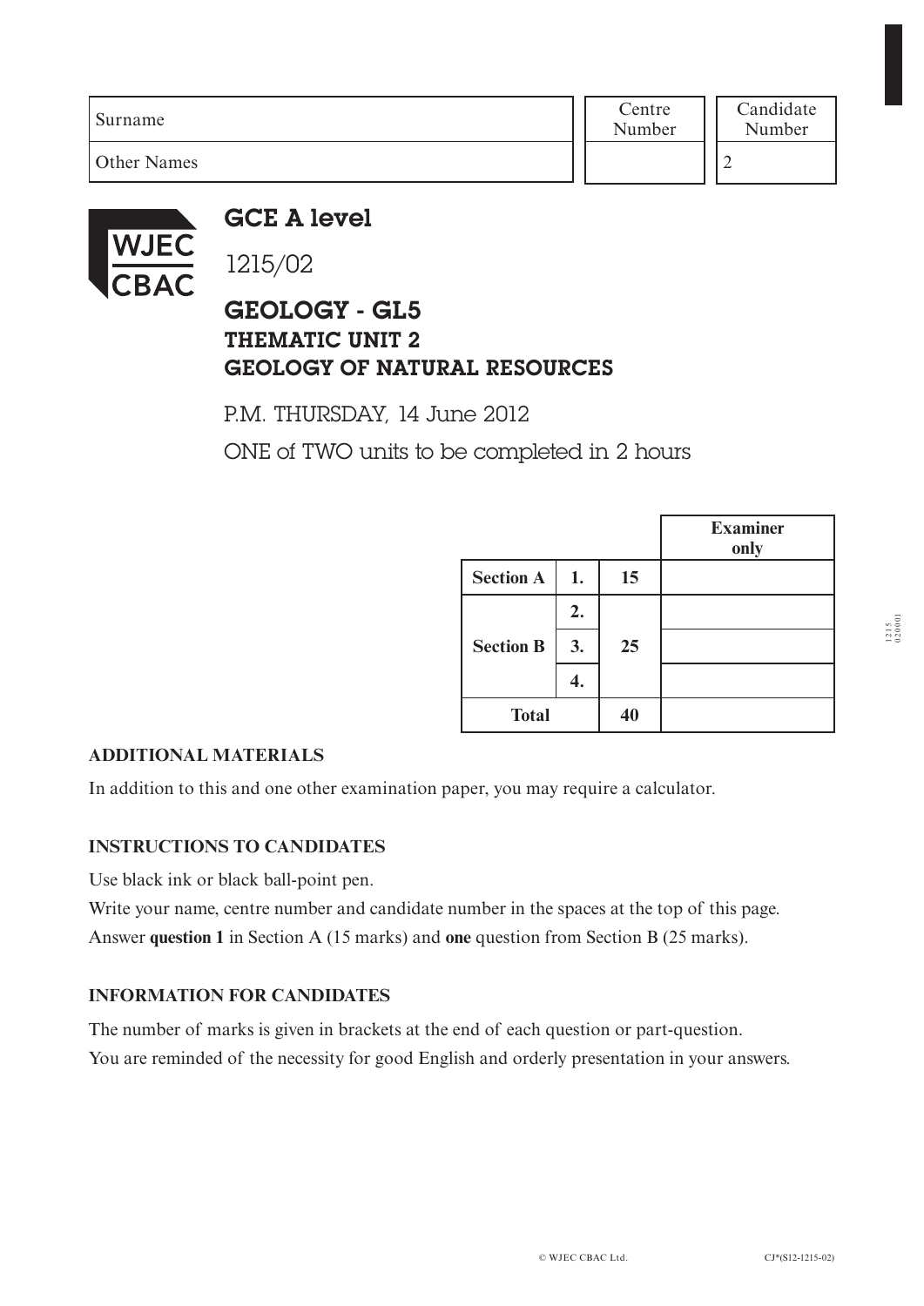| Surname | Centre Number | Candidate Number |
|---|---|---|
| Other Names | | 2 |

# GCE A level

1215/02

## GEOLOGY - GL5
## THEMATIC UNIT 2
## GEOLOGY OF NATURAL RESOURCES

P.M. THURSDAY, 14 June 2012

ONE of TWO units to be completed in 2 hours

| | | | Examiner only |
|---|---|---|---|
| **Section A** | **1.** | **15** | |
| **Section B** | **2.** | **25** | |
| | **3.** | | |
| | **4.** | | |
| **Total** | | **40** | |

**ADDITIONAL MATERIALS**

In addition to this and one other examination paper, you may require a calculator.

**INSTRUCTIONS TO CANDIDATES**

Use black ink or black ball-point pen.

Write your name, centre number and candidate number in the spaces at the top of this page.

Answer **question 1** in Section A (15 marks) and **one** question from Section B (25 marks).

**INFORMATION FOR CANDIDATES**

The number of marks is given in brackets at the end of each question or part-question.

You are reminded of the necessity for good English and orderly presentation in your answers.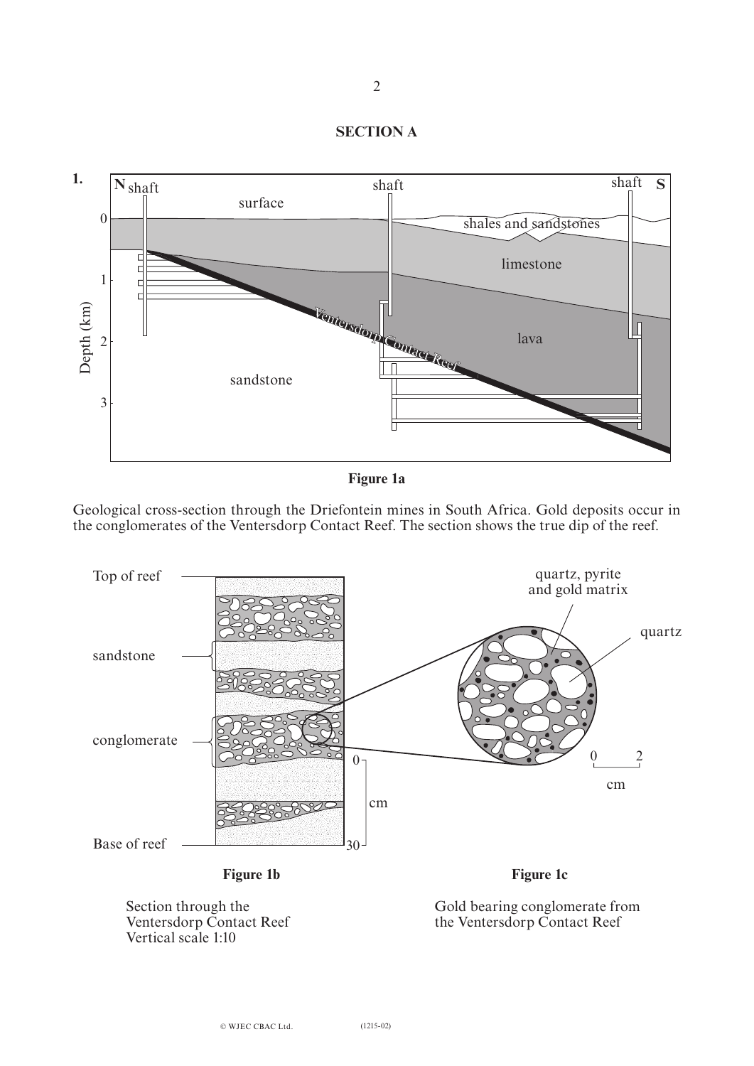## SECTION A

**1.**

**Figure 1a**

Geological cross-section through the Driefontein mines in South Africa. Gold deposits occur in the conglomerates of the Ventersdorp Contact Reef. The section shows the true dip of the reef.

**Figure 1b**

Section through the Ventersdorp Contact Reef
Vertical scale 1:10

**Figure 1c**

Gold bearing conglomerate from the Ventersdorp Contact Reef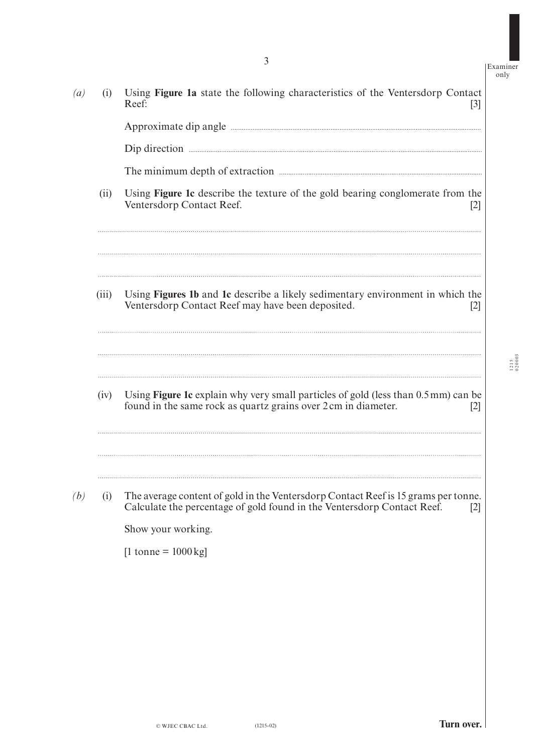*(a)* (i) Using **Figure 1a** state the following characteristics of the Ventersdorp Contact Reef: [3]

Approximate dip angle ..............................................................................................

Dip direction ..............................................................................................

The minimum depth of extraction ..............................................................................................

(ii) Using **Figure 1c** describe the texture of the gold bearing conglomerate from the Ventersdorp Contact Reef. [2]

..............................................................................................

..............................................................................................

..............................................................................................

(iii) Using **Figures 1b** and **1c** describe a likely sedimentary environment in which the Ventersdorp Contact Reef may have been deposited. [2]

..............................................................................................

..............................................................................................

..............................................................................................

(iv) Using **Figure 1c** explain why very small particles of gold (less than 0.5 mm) can be found in the same rock as quartz grains over 2 cm in diameter. [2]

..............................................................................................

..............................................................................................

..............................................................................................

*(b)* (i) The average content of gold in the Ventersdorp Contact Reef is 15 grams per tonne. Calculate the percentage of gold found in the Ventersdorp Contact Reef. [2]

Show your working.

[1 tonne = 1000 kg]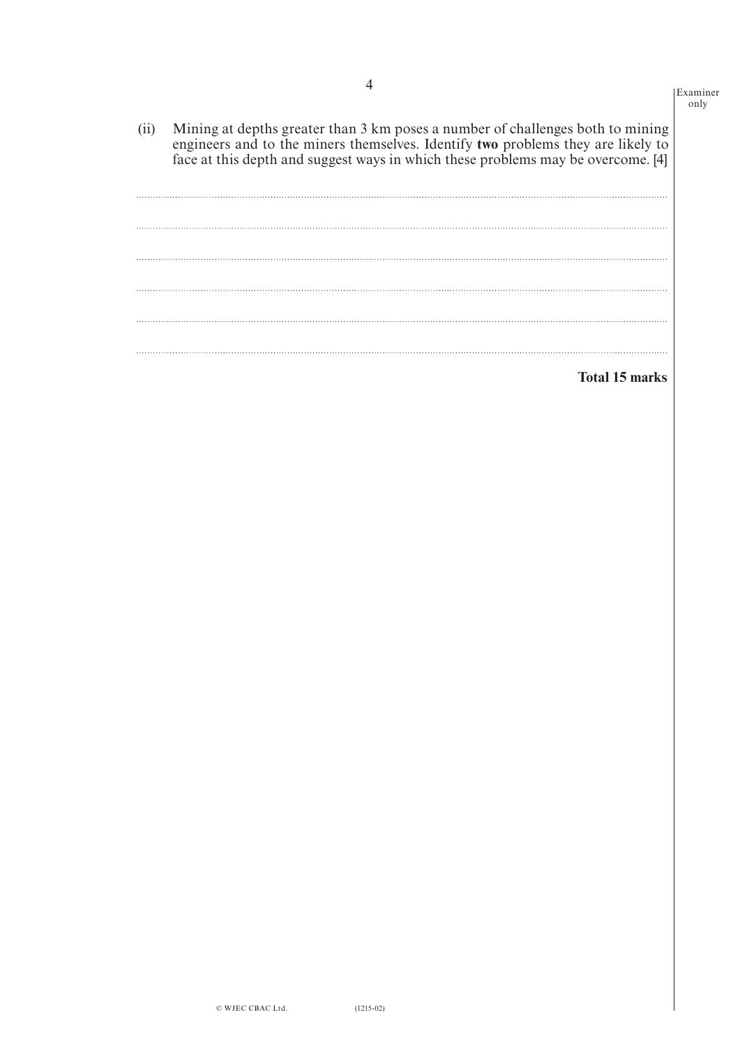(ii) Mining at depths greater than 3 km poses a number of challenges both to mining engineers and to the miners themselves. Identify **two** problems they are likely to face at this depth and suggest ways in which these problems may be overcome. [4]

..............................................................................................................................................

..............................................................................................................................................

..............................................................................................................................................

..............................................................................................................................................

..............................................................................................................................................

..............................................................................................................................................

**Total 15 marks**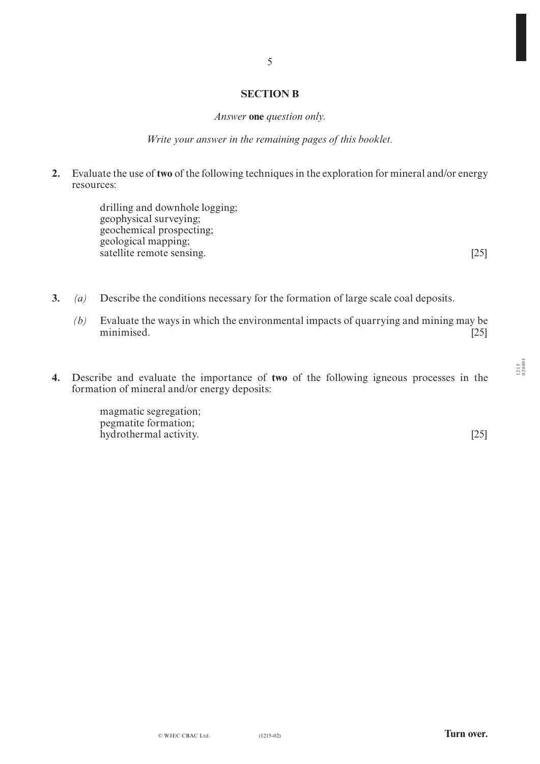## SECTION B

*Answer* **one** *question only.*

*Write your answer in the remaining pages of this booklet.*

**2.** Evaluate the use of **two** of the following techniques in the exploration for mineral and/or energy resources:

drilling and downhole logging;
geophysical surveying;
geochemical prospecting;
geological mapping;
satellite remote sensing. [25]

**3.** *(a)* Describe the conditions necessary for the formation of large scale coal deposits.

*(b)* Evaluate the ways in which the environmental impacts of quarrying and mining may be minimised. [25]

**4.** Describe and evaluate the importance of **two** of the following igneous processes in the formation of mineral and/or energy deposits:

magmatic segregation;
pegmatite formation;
hydrothermal activity. [25]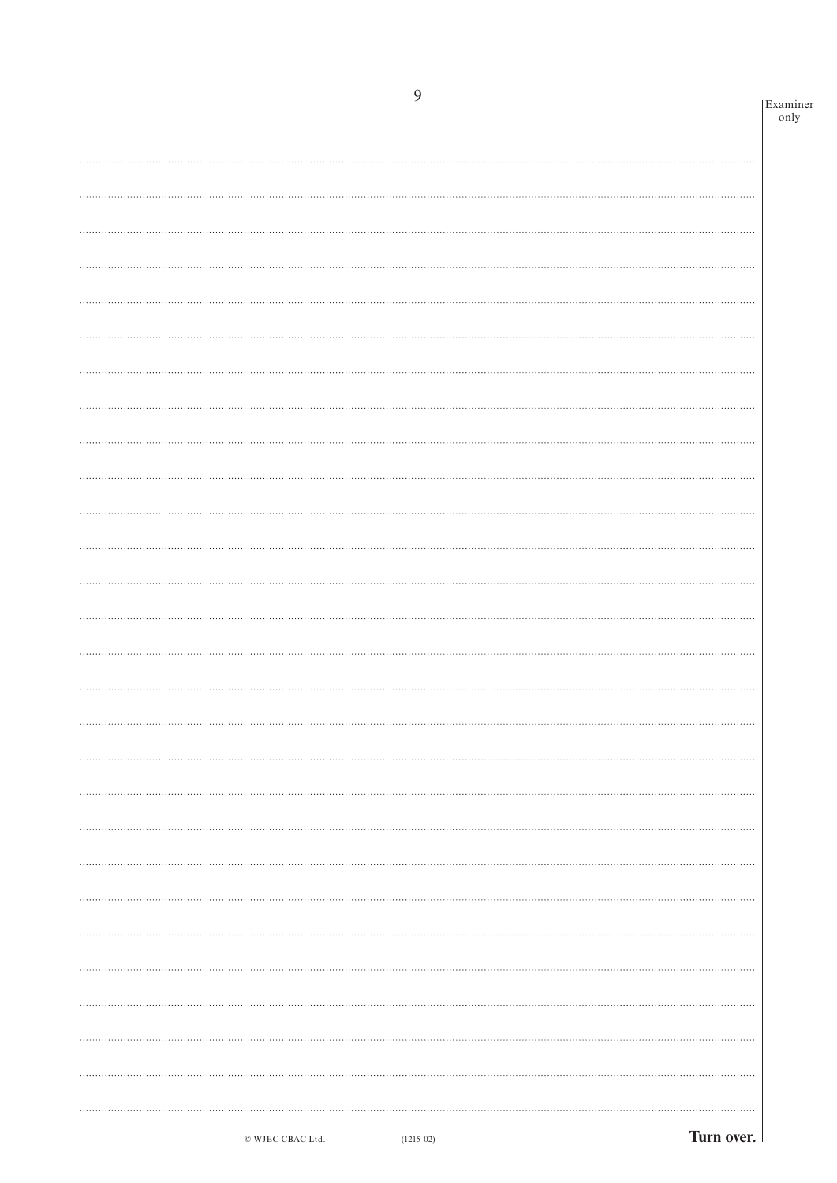Examiner only

Turn over.